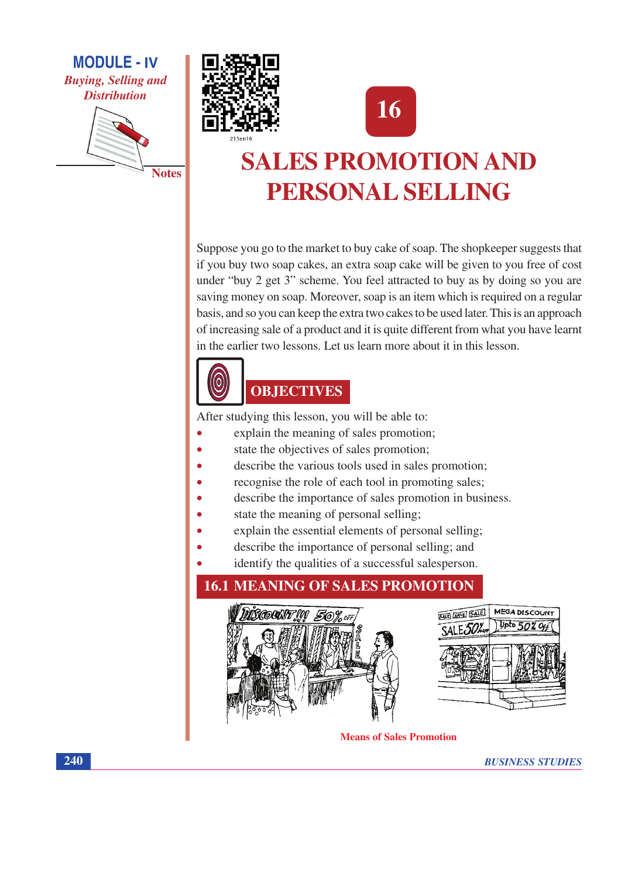# 16

# SALES PROMOTION AND PERSONAL SELLING

Suppose you go to the market to buy cake of soap. The shopkeeper suggests that if you buy two soap cakes, an extra soap cake will be given to you free of cost under "buy 2 get 3" scheme. You feel attracted to buy as by doing so you are saving money on soap. Moreover, soap is an item which is required on a regular basis, and so you can keep the extra two cakes to be used later. This is an approach of increasing sale of a product and it is quite different from what you have learnt in the earlier two lessons. Let us learn more about it in this lesson.

## OBJECTIVES

After studying this lesson, you will be able to:

- explain the meaning of sales promotion;
- state the objectives of sales promotion;
- describe the various tools used in sales promotion;
- recognise the role of each tool in promoting sales;
- describe the importance of sales promotion in business.
- state the meaning of personal selling;
- explain the essential elements of personal selling;
- describe the importance of personal selling; and
- identify the qualities of a successful salesperson.

## 16.1 MEANING OF SALES PROMOTION

Means of Sales Promotion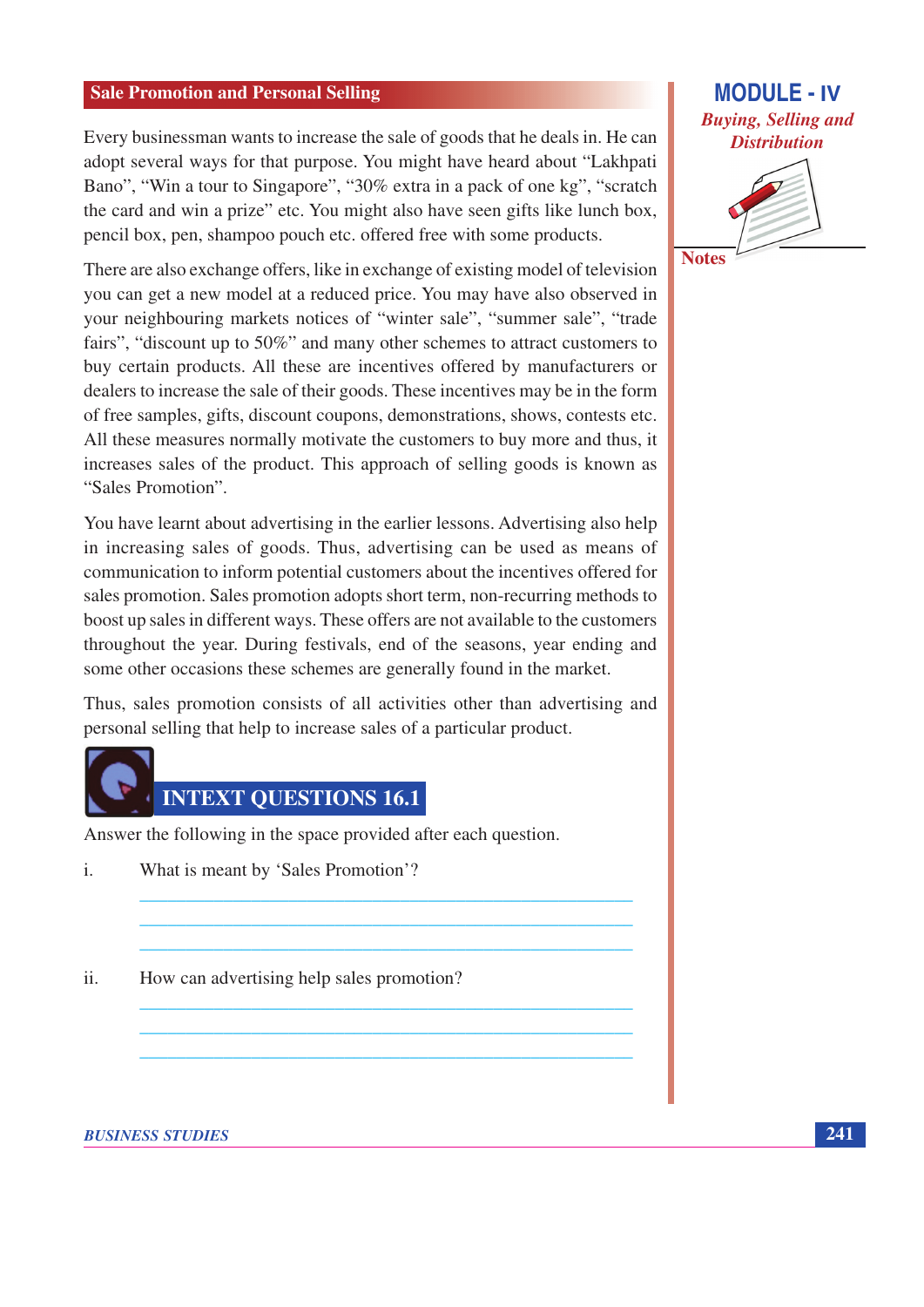Every businessman wants to increase the sale of goods that he deals in. He can adopt several ways for that purpose. You might have heard about "Lakhpati Bano", "Win a tour to Singapore", "30% extra in a pack of one kg", "scratch the card and win a prize" etc. You might also have seen gifts like lunch box, pencil box, pen, shampoo pouch etc. offered free with some products.

There are also exchange offers, like in exchange of existing model of television you can get a new model at a reduced price. You may have also observed in your neighbouring markets notices of "winter sale", "summer sale", "trade fairs", "discount up to 50%" and many other schemes to attract customers to buy certain products. All these are incentives offered by manufacturers or dealers to increase the sale of their goods. These incentives may be in the form of free samples, gifts, discount coupons, demonstrations, shows, contests etc. All these measures normally motivate the customers to buy more and thus, it increases sales of the product. This approach of selling goods is known as "Sales Promotion".

You have learnt about advertising in the earlier lessons. Advertising also help in increasing sales of goods. Thus, advertising can be used as means of communication to inform potential customers about the incentives offered for sales promotion. Sales promotion adopts short term, non-recurring methods to boost up sales in different ways. These offers are not available to the customers throughout the year. During festivals, end of the seasons, year ending and some other occasions these schemes are generally found in the market.

Thus, sales promotion consists of all activities other than advertising and personal selling that help to increase sales of a particular product.

## INTEXT QUESTIONS 16.1

Answer the following in the space provided after each question.

i. What is meant by 'Sales Promotion'?

______________________________________________

______________________________________________

______________________________________________

ii. How can advertising help sales promotion?

______________________________________________

______________________________________________

______________________________________________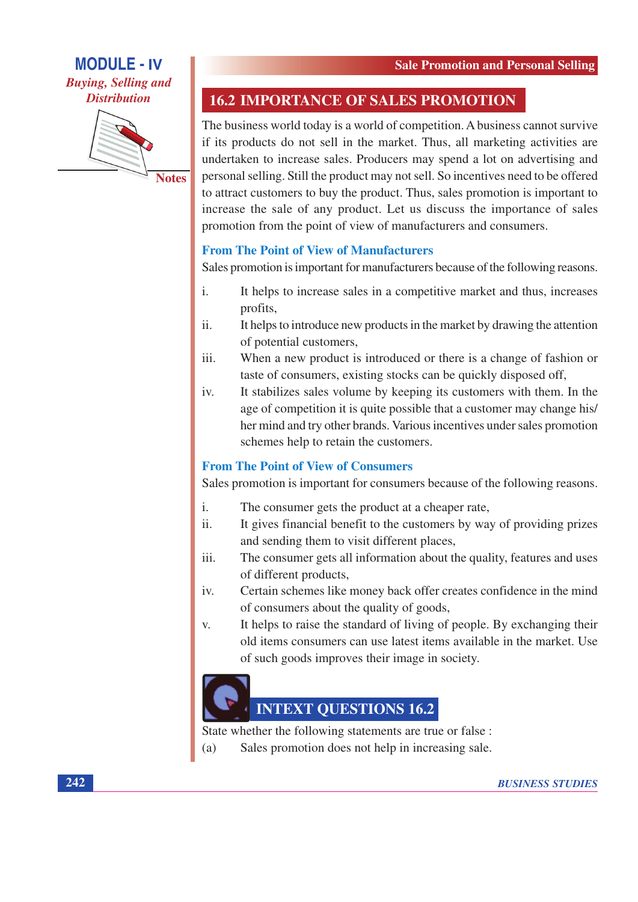## 16.2 IMPORTANCE OF SALES PROMOTION

The business world today is a world of competition. A business cannot survive if its products do not sell in the market. Thus, all marketing activities are undertaken to increase sales. Producers may spend a lot on advertising and personal selling. Still the product may not sell. So incentives need to be offered to attract customers to buy the product. Thus, sales promotion is important to increase the sale of any product. Let us discuss the importance of sales promotion from the point of view of manufacturers and consumers.

### From The Point of View of Manufacturers

Sales promotion is important for manufacturers because of the following reasons.

i. It helps to increase sales in a competitive market and thus, increases profits,

ii. It helps to introduce new products in the market by drawing the attention of potential customers,

iii. When a new product is introduced or there is a change of fashion or taste of consumers, existing stocks can be quickly disposed off,

iv. It stabilizes sales volume by keeping its customers with them. In the age of competition it is quite possible that a customer may change his/her mind and try other brands. Various incentives under sales promotion schemes help to retain the customers.

### From The Point of View of Consumers

Sales promotion is important for consumers because of the following reasons.

i. The consumer gets the product at a cheaper rate,

ii. It gives financial benefit to the customers by way of providing prizes and sending them to visit different places,

iii. The consumer gets all information about the quality, features and uses of different products,

iv. Certain schemes like money back offer creates confidence in the mind of consumers about the quality of goods,

v. It helps to raise the standard of living of people. By exchanging their old items consumers can use latest items available in the market. Use of such goods improves their image in society.

## INTEXT QUESTIONS 16.2

State whether the following statements are true or false :

(a) Sales promotion does not help in increasing sale.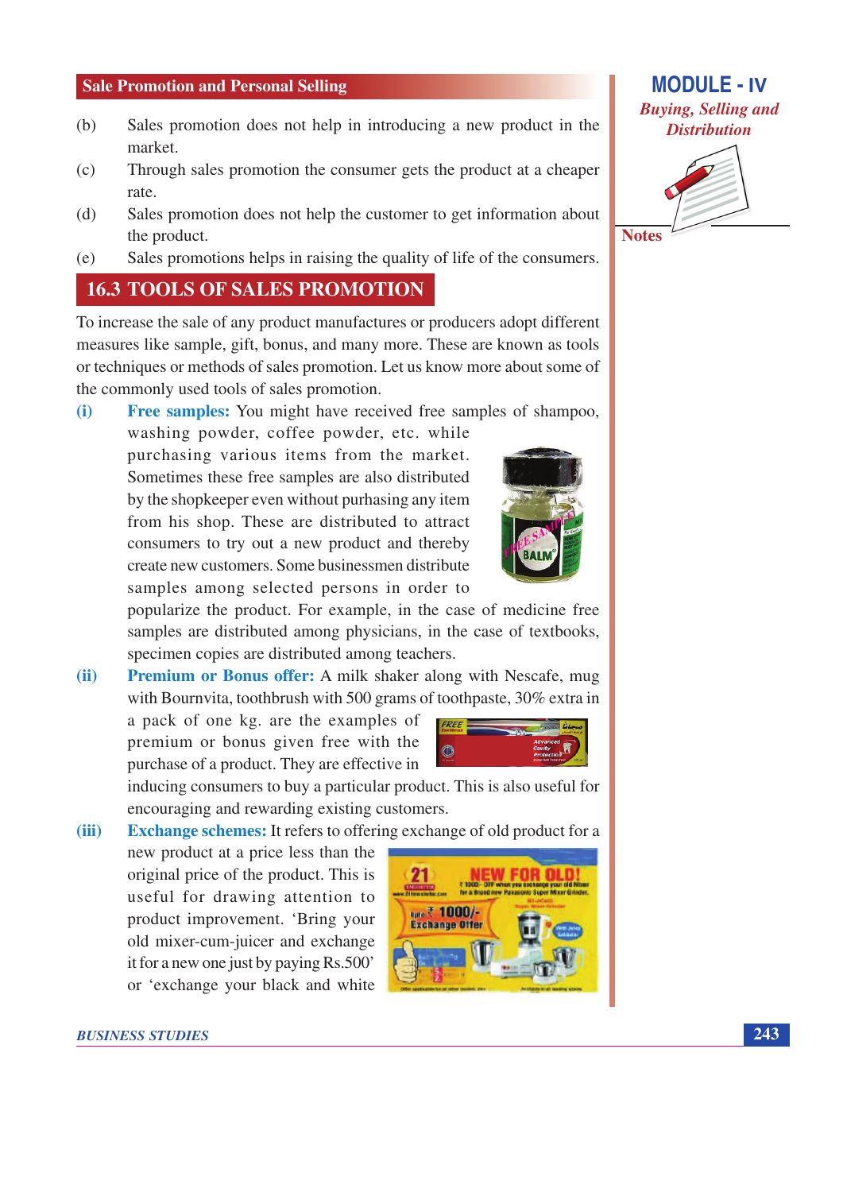(b) Sales promotion does not help in introducing a new product in the market.

(c) Through sales promotion the consumer gets the product at a cheaper rate.

(d) Sales promotion does not help the customer to get information about the product.

(e) Sales promotions helps in raising the quality of life of the consumers.

## 16.3 TOOLS OF SALES PROMOTION

To increase the sale of any product manufactures or producers adopt different measures like sample, gift, bonus, and many more. These are known as tools or techniques or methods of sales promotion. Let us know more about some of the commonly used tools of sales promotion.

(i) **Free samples:** You might have received free samples of shampoo, washing powder, coffee powder, etc. while purchasing various items from the market. Sometimes these free samples are also distributed by the shopkeeper even without purhasing any item from his shop. These are distributed to attract consumers to try out a new product and thereby create new customers. Some businessmen distribute samples among selected persons in order to popularize the product. For example, in the case of medicine free samples are distributed among physicians, in the case of textbooks, specimen copies are distributed among teachers.

(ii) **Premium or Bonus offer:** A milk shaker along with Nescafe, mug with Bournvita, toothbrush with 500 grams of toothpaste, 30% extra in a pack of one kg. are the examples of premium or bonus given free with the purchase of a product. They are effective in inducing consumers to buy a particular product. This is also useful for encouraging and rewarding existing customers.

(iii) **Exchange schemes:** It refers to offering exchange of old product for a new product at a price less than the original price of the product. This is useful for drawing attention to product improvement. 'Bring your old mixer-cum-juicer and exchange it for a new one just by paying Rs.500' or 'exchange your black and white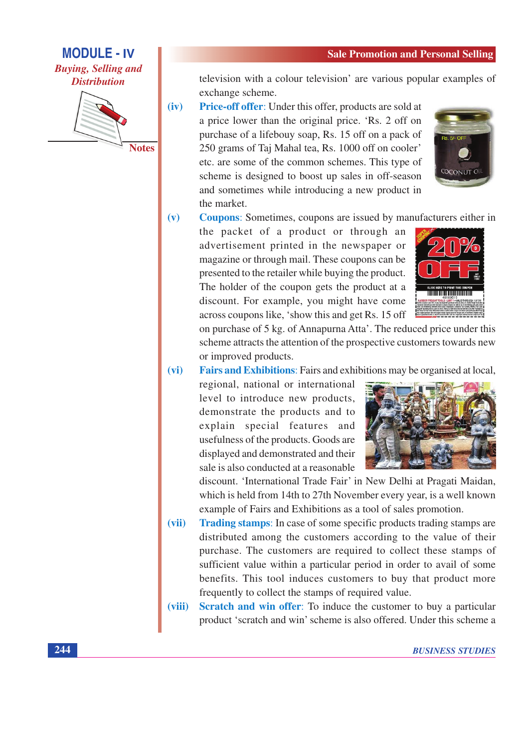television with a colour television' are various popular examples of exchange scheme.

(iv) **Price-off offer**: Under this offer, products are sold at a price lower than the original price. 'Rs. 2 off on purchase of a lifebouy soap, Rs. 15 off on a pack of 250 grams of Taj Mahal tea, Rs. 1000 off on cooler' etc. are some of the common schemes. This type of scheme is designed to boost up sales in off-season and sometimes while introducing a new product in the market.

(v) **Coupons**: Sometimes, coupons are issued by manufacturers either in the packet of a product or through an advertisement printed in the newspaper or magazine or through mail. These coupons can be presented to the retailer while buying the product. The holder of the coupon gets the product at a discount. For example, you might have come across coupons like, 'show this and get Rs. 15 off on purchase of 5 kg. of Annapurna Atta'. The reduced price under this scheme attracts the attention of the prospective customers towards new or improved products.

(vi) **Fairs and Exhibitions**: Fairs and exhibitions may be organised at local, regional, national or international level to introduce new products, demonstrate the products and to explain special features and usefulness of the products. Goods are displayed and demonstrated and their sale is also conducted at a reasonable discount. 'International Trade Fair' in New Delhi at Pragati Maidan, which is held from 14th to 27th November every year, is a well known example of Fairs and Exhibitions as a tool of sales promotion.

(vii) **Trading stamps**: In case of some specific products trading stamps are distributed among the customers according to the value of their purchase. The customers are required to collect these stamps of sufficient value within a particular period in order to avail of some benefits. This tool induces customers to buy that product more frequently to collect the stamps of required value.

(viii) **Scratch and win offer**: To induce the customer to buy a particular product 'scratch and win' scheme is also offered. Under this scheme a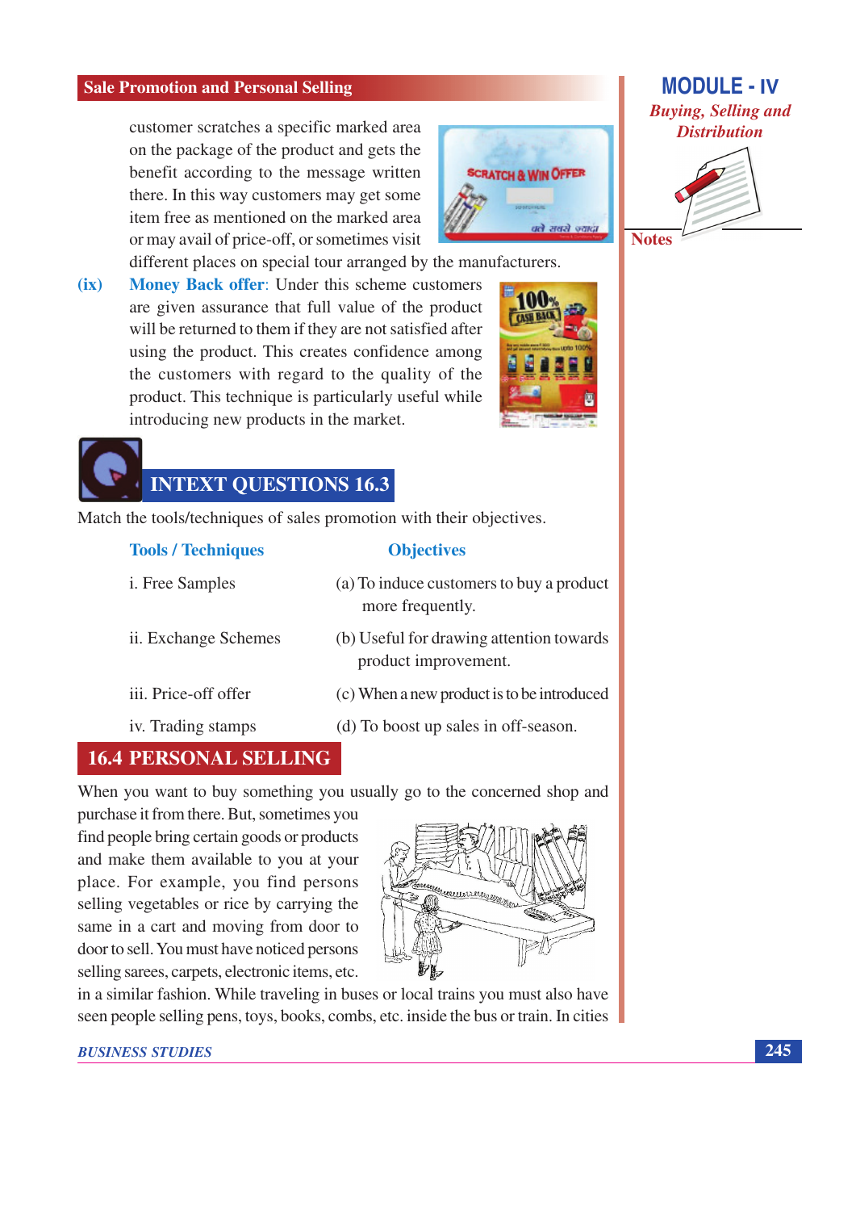customer scratches a specific marked area on the package of the product and gets the benefit according to the message written there. In this way customers may get some item free as mentioned on the marked area or may avail of price-off, or sometimes visit different places on special tour arranged by the manufacturers.

(ix) **Money Back offer**: Under this scheme customers are given assurance that full value of the product will be returned to them if they are not satisfied after using the product. This creates confidence among the customers with regard to the quality of the product. This technique is particularly useful while introducing new products in the market.

## INTEXT QUESTIONS 16.3

Match the tools/techniques of sales promotion with their objectives.

| Tools / Techniques | Objectives |
|---|---|
| i. Free Samples | (a) To induce customers to buy a product more frequently. |
| ii. Exchange Schemes | (b) Useful for drawing attention towards product improvement. |
| iii. Price-off offer | (c) When a new product is to be introduced |
| iv. Trading stamps | (d) To boost up sales in off-season. |

## 16.4 PERSONAL SELLING

When you want to buy something you usually go to the concerned shop and purchase it from there. But, sometimes you find people bring certain goods or products and make them available to you at your place. For example, you find persons selling vegetables or rice by carrying the same in a cart and moving from door to door to sell. You must have noticed persons selling sarees, carpets, electronic items, etc. in a similar fashion. While traveling in buses or local trains you must also have seen people selling pens, toys, books, combs, etc. inside the bus or train. In cities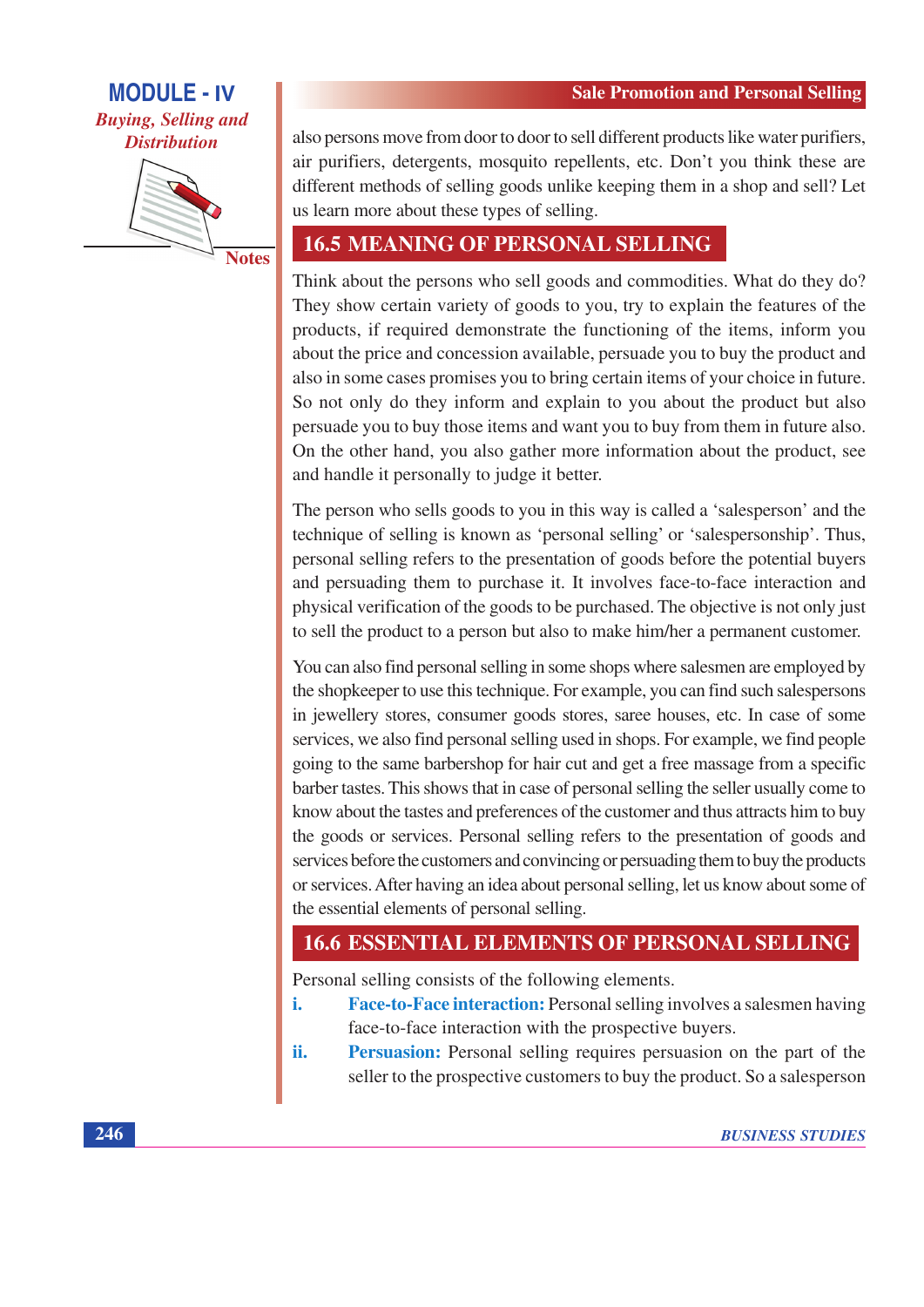also persons move from door to door to sell different products like water purifiers, air purifiers, detergents, mosquito repellents, etc. Don't you think these are different methods of selling goods unlike keeping them in a shop and sell? Let us learn more about these types of selling.

## 16.5 MEANING OF PERSONAL SELLING

Think about the persons who sell goods and commodities. What do they do? They show certain variety of goods to you, try to explain the features of the products, if required demonstrate the functioning of the items, inform you about the price and concession available, persuade you to buy the product and also in some cases promises you to bring certain items of your choice in future. So not only do they inform and explain to you about the product but also persuade you to buy those items and want you to buy from them in future also. On the other hand, you also gather more information about the product, see and handle it personally to judge it better.

The person who sells goods to you in this way is called a 'salesperson' and the technique of selling is known as 'personal selling' or 'salespersonship'. Thus, personal selling refers to the presentation of goods before the potential buyers and persuading them to purchase it. It involves face-to-face interaction and physical verification of the goods to be purchased. The objective is not only just to sell the product to a person but also to make him/her a permanent customer.

You can also find personal selling in some shops where salesmen are employed by the shopkeeper to use this technique. For example, you can find such salespersons in jewellery stores, consumer goods stores, saree houses, etc. In case of some services, we also find personal selling used in shops. For example, we find people going to the same barbershop for hair cut and get a free massage from a specific barber tastes. This shows that in case of personal selling the seller usually come to know about the tastes and preferences of the customer and thus attracts him to buy the goods or services. Personal selling refers to the presentation of goods and services before the customers and convincing or persuading them to buy the products or services. After having an idea about personal selling, let us know about some of the essential elements of personal selling.

## 16.6 ESSENTIAL ELEMENTS OF PERSONAL SELLING

Personal selling consists of the following elements.

i. **Face-to-Face interaction:** Personal selling involves a salesmen having face-to-face interaction with the prospective buyers.

ii. **Persuasion:** Personal selling requires persuasion on the part of the seller to the prospective customers to buy the product. So a salesperson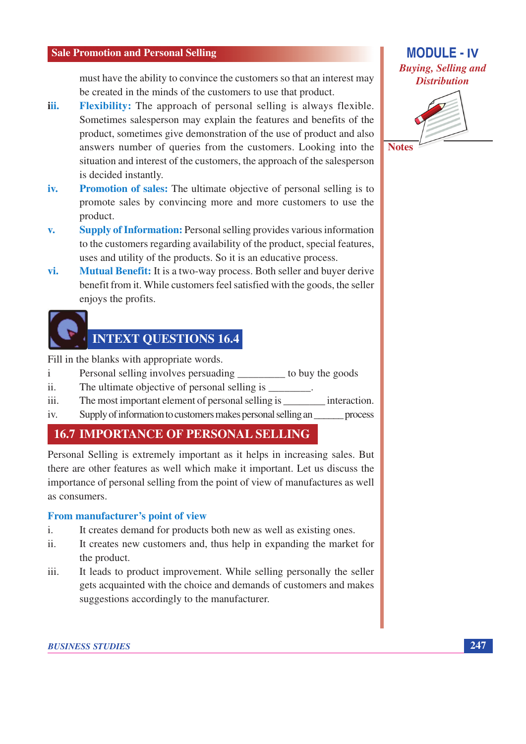must have the ability to convince the customers so that an interest may be created in the minds of the customers to use that product.

iii. **Flexibility:** The approach of personal selling is always flexible. Sometimes salesperson may explain the features and benefits of the product, sometimes give demonstration of the use of product and also answers number of queries from the customers. Looking into the situation and interest of the customers, the approach of the salesperson is decided instantly.

iv. **Promotion of sales:** The ultimate objective of personal selling is to promote sales by convincing more and more customers to use the product.

v. **Supply of Information:** Personal selling provides various information to the customers regarding availability of the product, special features, uses and utility of the products. So it is an educative process.

vi. **Mutual Benefit:** It is a two-way process. Both seller and buyer derive benefit from it. While customers feel satisfied with the goods, the seller enjoys the profits.

## INTEXT QUESTIONS 16.4

Fill in the blanks with appropriate words.

i Personal selling involves persuading _________ to buy the goods

ii. The ultimate objective of personal selling is ________.

iii. The most important element of personal selling is ________ interaction.

iv. Supply of information to customers makes personal selling an ______ process

## 16.7 IMPORTANCE OF PERSONAL SELLING

Personal Selling is extremely important as it helps in increasing sales. But there are other features as well which make it important. Let us discuss the importance of personal selling from the point of view of manufactures as well as consumers.

### From manufacturer's point of view

i. It creates demand for products both new as well as existing ones.

ii. It creates new customers and, thus help in expanding the market for the product.

iii. It leads to product improvement. While selling personally the seller gets acquainted with the choice and demands of customers and makes suggestions accordingly to the manufacturer.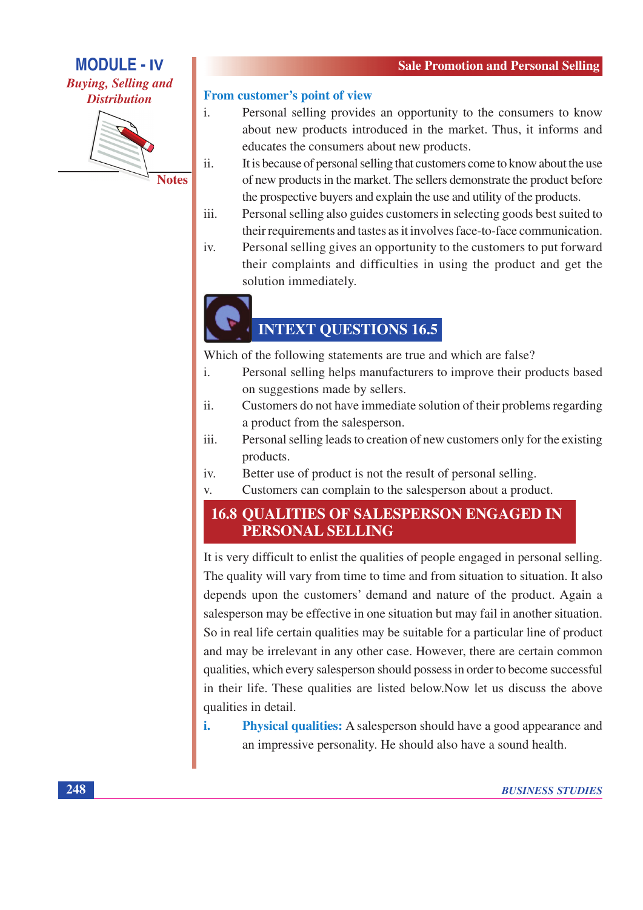### From customer's point of view

i. Personal selling provides an opportunity to the consumers to know about new products introduced in the market. Thus, it informs and educates the consumers about new products.

ii. It is because of personal selling that customers come to know about the use of new products in the market. The sellers demonstrate the product before the prospective buyers and explain the use and utility of the products.

iii. Personal selling also guides customers in selecting goods best suited to their requirements and tastes as it involves face-to-face communication.

iv. Personal selling gives an opportunity to the customers to put forward their complaints and difficulties in using the product and get the solution immediately.

## INTEXT QUESTIONS 16.5

Which of the following statements are true and which are false?

i. Personal selling helps manufacturers to improve their products based on suggestions made by sellers.

ii. Customers do not have immediate solution of their problems regarding a product from the salesperson.

iii. Personal selling leads to creation of new customers only for the existing products.

iv. Better use of product is not the result of personal selling.

v. Customers can complain to the salesperson about a product.

## 16.8 QUALITIES OF SALESPERSON ENGAGED IN PERSONAL SELLING

It is very difficult to enlist the qualities of people engaged in personal selling. The quality will vary from time to time and from situation to situation. It also depends upon the customers' demand and nature of the product. Again a salesperson may be effective in one situation but may fail in another situation. So in real life certain qualities may be suitable for a particular line of product and may be irrelevant in any other case. However, there are certain common qualities, which every salesperson should possess in order to become successful in their life. These qualities are listed below.Now let us discuss the above qualities in detail.

i. **Physical qualities:** A salesperson should have a good appearance and an impressive personality. He should also have a sound health.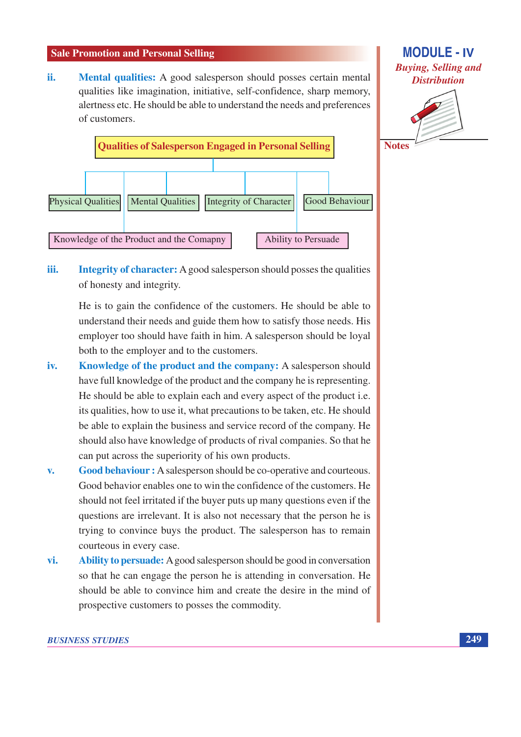ii. **Mental qualities:** A good salesperson should posses certain mental qualities like imagination, initiative, self-confidence, sharp memory, alertness etc. He should be able to understand the needs and preferences of customers.

**Qualities of Salesperson Engaged in Personal Selling**

- Physical Qualities
- Mental Qualities
- Integrity of Character
- Good Behaviour
- Knowledge of the Product and the Comapny
- Ability to Persuade

iii. **Integrity of character:** A good salesperson should posses the qualities of honesty and integrity.

He is to gain the confidence of the customers. He should be able to understand their needs and guide them how to satisfy those needs. His employer too should have faith in him. A salesperson should be loyal both to the employer and to the customers.

iv. **Knowledge of the product and the company:** A salesperson should have full knowledge of the product and the company he is representing. He should be able to explain each and every aspect of the product i.e. its qualities, how to use it, what precautions to be taken, etc. He should be able to explain the business and service record of the company. He should also have knowledge of products of rival companies. So that he can put across the superiority of his own products.

v. **Good behaviour :** A salesperson should be co-operative and courteous. Good behavior enables one to win the confidence of the customers. He should not feel irritated if the buyer puts up many questions even if the questions are irrelevant. It is also not necessary that the person he is trying to convince buys the product. The salesperson has to remain courteous in every case.

vi. **Ability to persuade:** A good salesperson should be good in conversation so that he can engage the person he is attending in conversation. He should be able to convince him and create the desire in the mind of prospective customers to posses the commodity.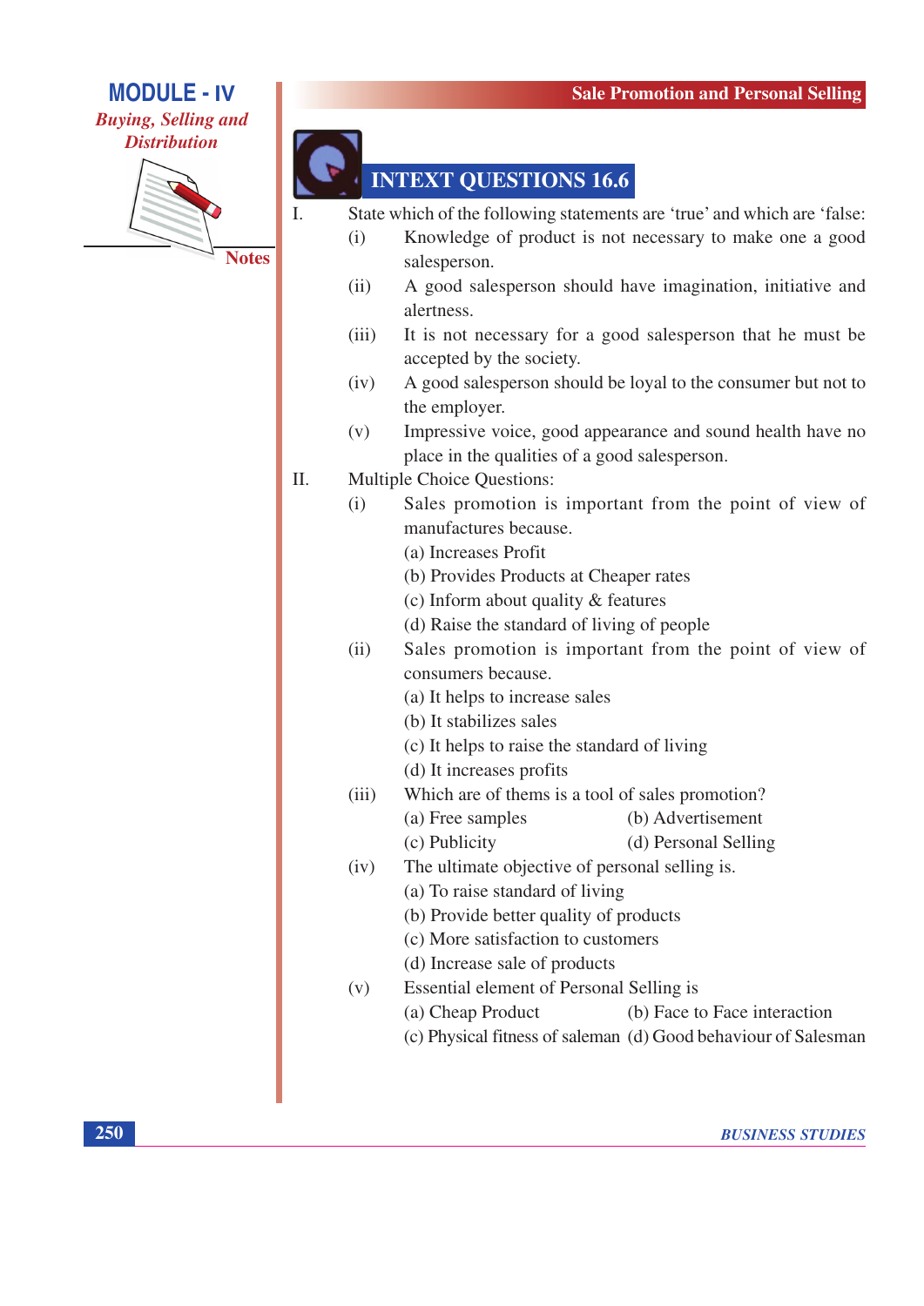## INTEXT QUESTIONS 16.6

I. State which of the following statements are 'true' and which are 'false:

(i) Knowledge of product is not necessary to make one a good salesperson.

(ii) A good salesperson should have imagination, initiative and alertness.

(iii) It is not necessary for a good salesperson that he must be accepted by the society.

(iv) A good salesperson should be loyal to the consumer but not to the employer.

(v) Impressive voice, good appearance and sound health have no place in the qualities of a good salesperson.

II. Multiple Choice Questions:

(i) Sales promotion is important from the point of view of manufactures because.

(a) Increases Profit
(b) Provides Products at Cheaper rates
(c) Inform about quality & features
(d) Raise the standard of living of people

(ii) Sales promotion is important from the point of view of consumers because.

(a) It helps to increase sales
(b) It stabilizes sales
(c) It helps to raise the standard of living
(d) It increases profits

(iii) Which are of thems is a tool of sales promotion?

(a) Free samples (b) Advertisement
(c) Publicity (d) Personal Selling

(iv) The ultimate objective of personal selling is.

(a) To raise standard of living
(b) Provide better quality of products
(c) More satisfaction to customers
(d) Increase sale of products

(v) Essential element of Personal Selling is

(a) Cheap Product (b) Face to Face interaction
(c) Physical fitness of saleman (d) Good behaviour of Salesman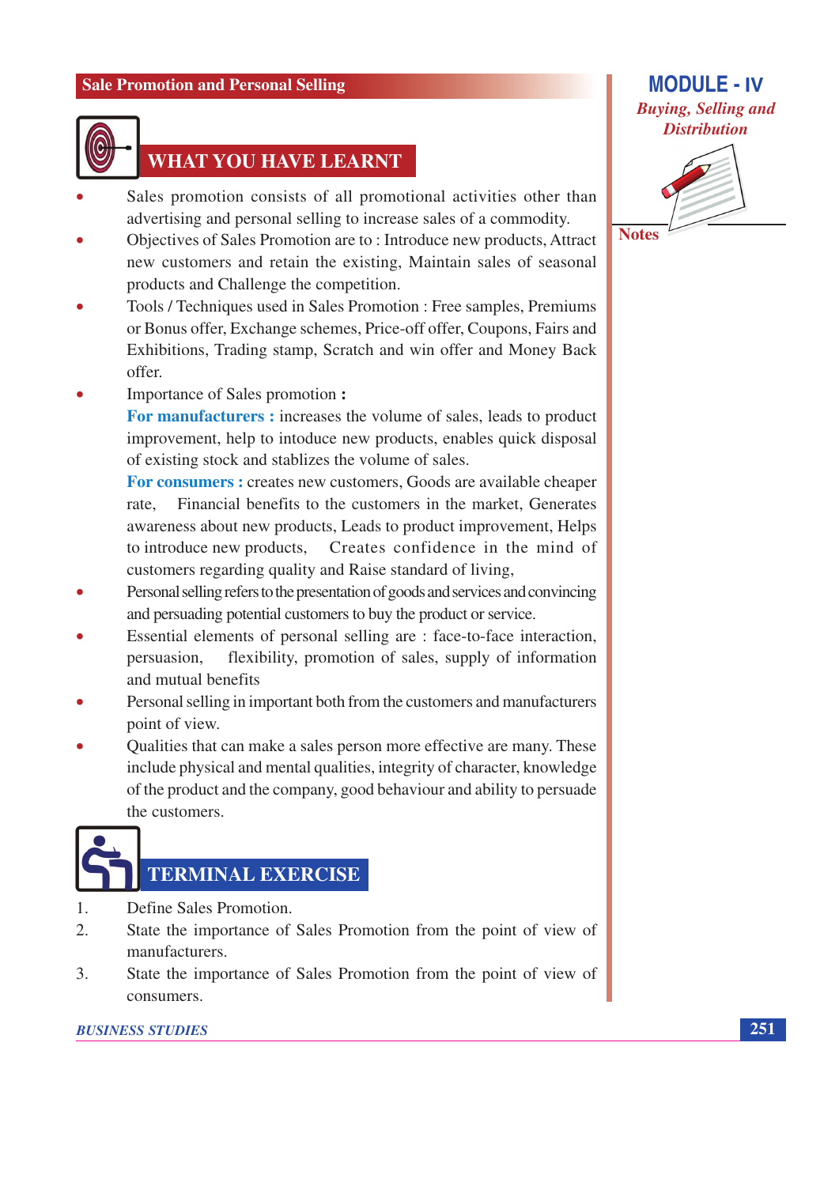## WHAT YOU HAVE LEARNT

- Sales promotion consists of all promotional activities other than advertising and personal selling to increase sales of a commodity.
- Objectives of Sales Promotion are to : Introduce new products, Attract new customers and retain the existing, Maintain sales of seasonal products and Challenge the competition.
- Tools / Techniques used in Sales Promotion : Free samples, Premiums or Bonus offer, Exchange schemes, Price-off offer, Coupons, Fairs and Exhibitions, Trading stamp, Scratch and win offer and Money Back offer.
- Importance of Sales promotion **:**

  **For manufacturers :** increases the volume of sales, leads to product improvement, help to intoduce new products, enables quick disposal of existing stock and stablizes the volume of sales.

  **For consumers :** creates new customers, Goods are available cheaper rate, Financial benefits to the customers in the market, Generates awareness about new products, Leads to product improvement, Helps to introduce new products, Creates confidence in the mind of customers regarding quality and Raise standard of living,
- Personal selling refers to the presentation of goods and services and convincing and persuading potential customers to buy the product or service.
- Essential elements of personal selling are : face-to-face interaction, persuasion, flexibility, promotion of sales, supply of information and mutual benefits
- Personal selling in important both from the customers and manufacturers point of view.
- Qualities that can make a sales person more effective are many. These include physical and mental qualities, integrity of character, knowledge of the product and the company, good behaviour and ability to persuade the customers.

## TERMINAL EXERCISE

1. Define Sales Promotion.
2. State the importance of Sales Promotion from the point of view of manufacturers.
3. State the importance of Sales Promotion from the point of view of consumers.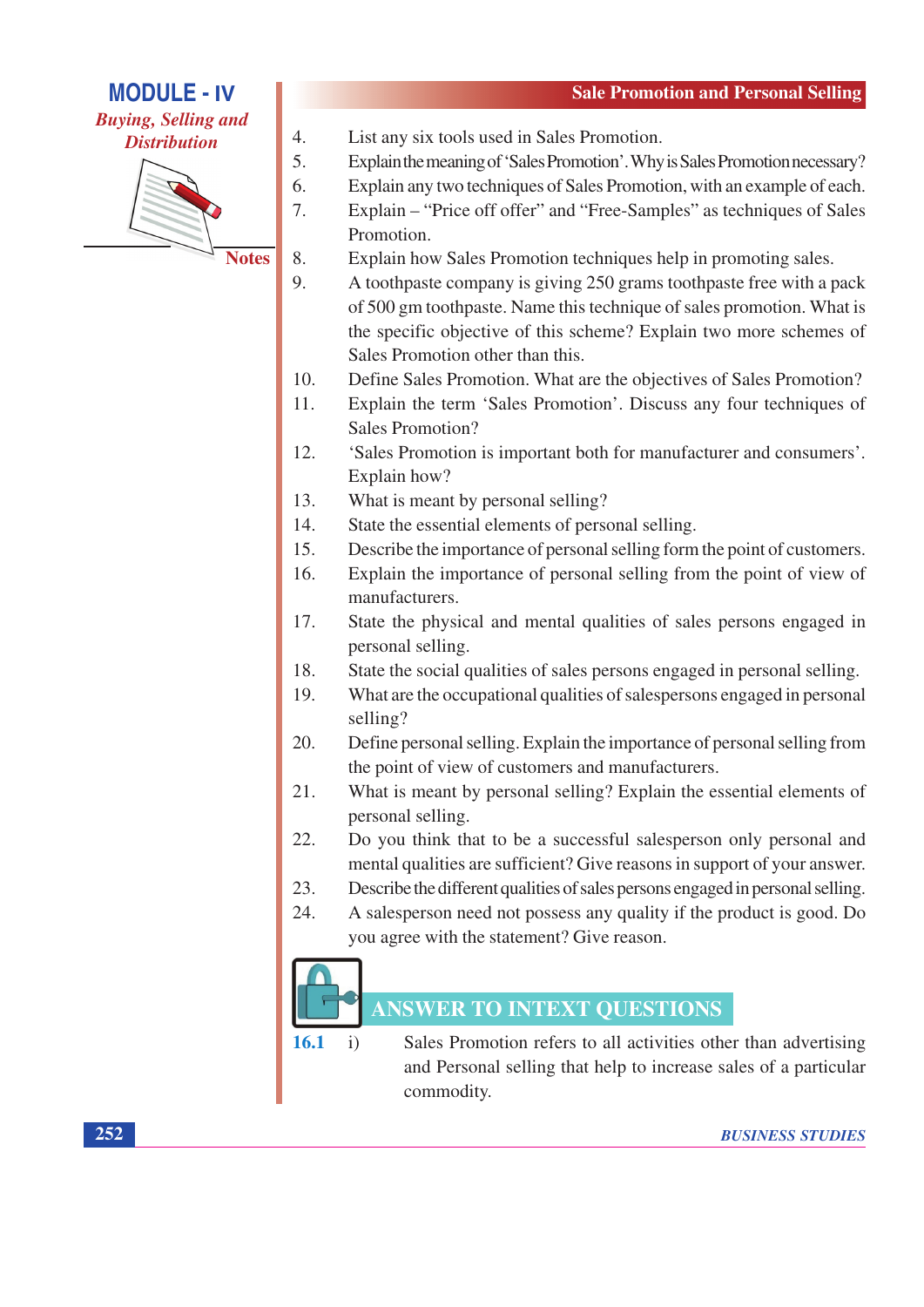4. List any six tools used in Sales Promotion.
5. Explain the meaning of 'Sales Promotion'. Why is Sales Promotion necessary?
6. Explain any two techniques of Sales Promotion, with an example of each.
7. Explain – "Price off offer" and "Free-Samples" as techniques of Sales Promotion.
8. Explain how Sales Promotion techniques help in promoting sales.
9. A toothpaste company is giving 250 grams toothpaste free with a pack of 500 gm toothpaste. Name this technique of sales promotion. What is the specific objective of this scheme? Explain two more schemes of Sales Promotion other than this.
10. Define Sales Promotion. What are the objectives of Sales Promotion?
11. Explain the term 'Sales Promotion'. Discuss any four techniques of Sales Promotion?
12. 'Sales Promotion is important both for manufacturer and consumers'. Explain how?
13. What is meant by personal selling?
14. State the essential elements of personal selling.
15. Describe the importance of personal selling form the point of customers.
16. Explain the importance of personal selling from the point of view of manufacturers.
17. State the physical and mental qualities of sales persons engaged in personal selling.
18. State the social qualities of sales persons engaged in personal selling.
19. What are the occupational qualities of salespersons engaged in personal selling?
20. Define personal selling. Explain the importance of personal selling from the point of view of customers and manufacturers.
21. What is meant by personal selling? Explain the essential elements of personal selling.
22. Do you think that to be a successful salesperson only personal and mental qualities are sufficient? Give reasons in support of your answer.
23. Describe the different qualities of sales persons engaged in personal selling.
24. A salesperson need not possess any quality if the product is good. Do you agree with the statement? Give reason.

## ANSWER TO INTEXT QUESTIONS

**16.1** i) Sales Promotion refers to all activities other than advertising and Personal selling that help to increase sales of a particular commodity.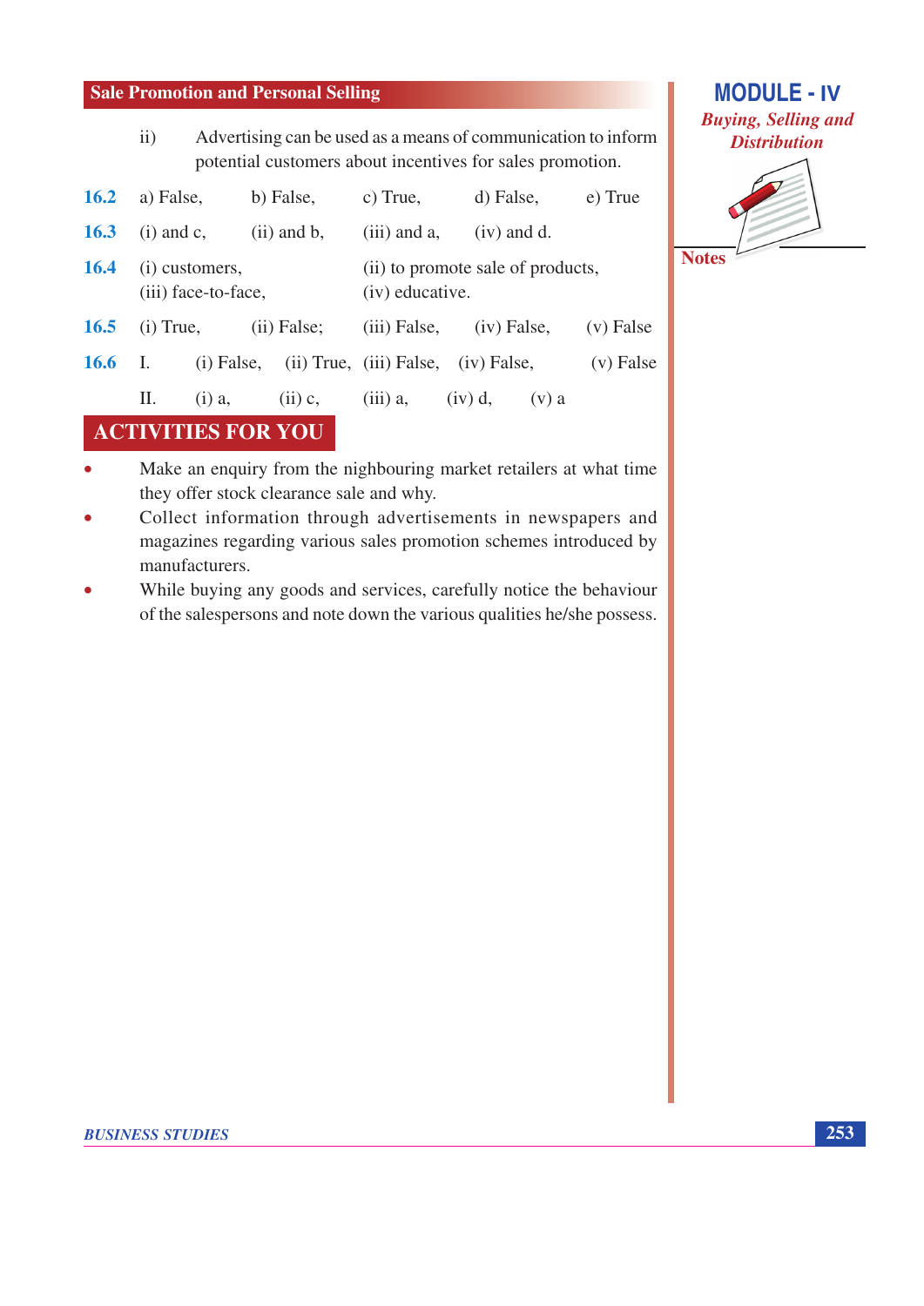ii) Advertising can be used as a means of communication to inform potential customers about incentives for sales promotion.

**16.2** a) False, b) False, c) True, d) False, e) True

**16.3** (i) and c, (ii) and b, (iii) and a, (iv) and d.

**16.4** (i) customers, (ii) to promote sale of products, (iii) face-to-face, (iv) educative.

**16.5** (i) True, (ii) False; (iii) False, (iv) False, (v) False

**16.6** I. (i) False, (ii) True, (iii) False, (iv) False, (v) False

II. (i) a, (ii) c, (iii) a, (iv) d, (v) a

## ACTIVITIES FOR YOU

- Make an enquiry from the nighbouring market retailers at what time they offer stock clearance sale and why.
- Collect information through advertisements in newspapers and magazines regarding various sales promotion schemes introduced by manufacturers.
- While buying any goods and services, carefully notice the behaviour of the salespersons and note down the various qualities he/she possess.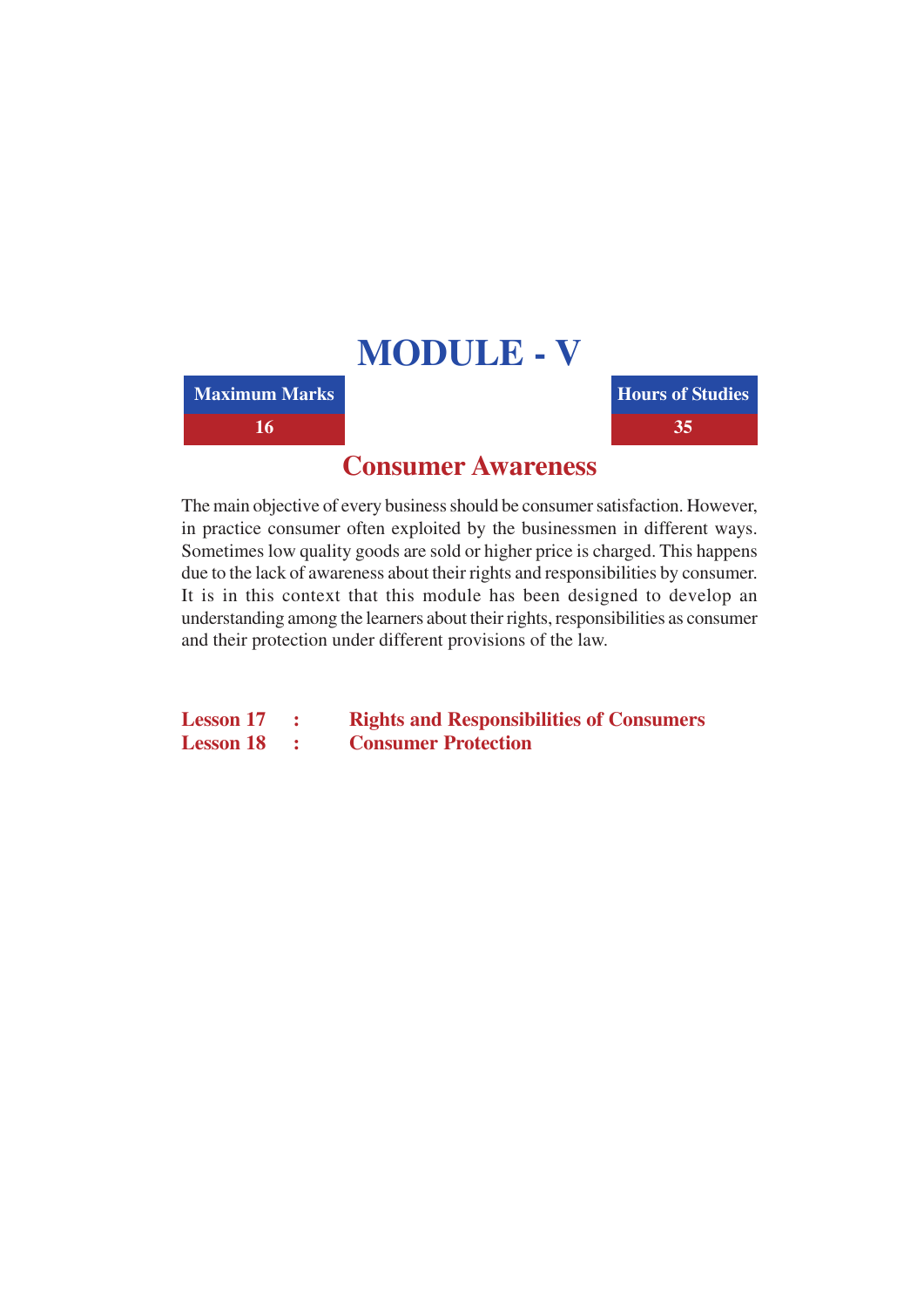# MODULE - V

| Maximum Marks | Hours of Studies |
| --- | --- |
| 16 | 35 |

## Consumer Awareness

The main objective of every business should be consumer satisfaction. However, in practice consumer often exploited by the businessmen in different ways. Sometimes low quality goods are sold or higher price is charged. This happens due to the lack of awareness about their rights and responsibilities by consumer. It is in this context that this module has been designed to develop an understanding among the learners about their rights, responsibilities as consumer and their protection under different provisions of the law.

**Lesson 17 : Rights and Responsibilities of Consumers**
**Lesson 18 : Consumer Protection**